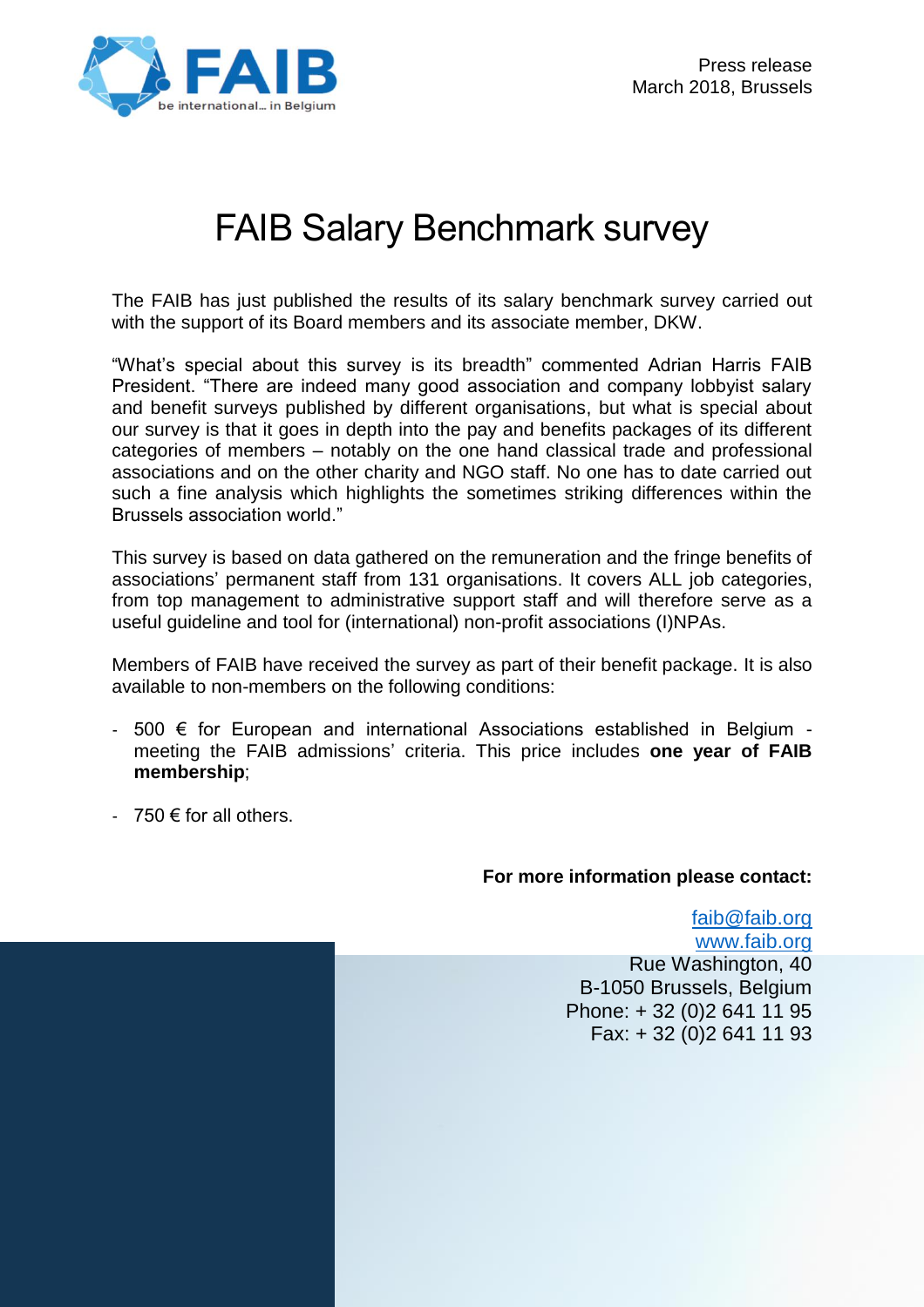Press release
March 2018, Brussels

# FAIB Salary Benchmark survey

The FAIB has just published the results of its salary benchmark survey carried out with the support of its Board members and its associate member, DKW.

“What’s special about this survey is its breadth” commented Adrian Harris FAIB President. “There are indeed many good association and company lobbyist salary and benefit surveys published by different organisations, but what is special about our survey is that it goes in depth into the pay and benefits packages of its different categories of members – notably on the one hand classical trade and professional associations and on the other charity and NGO staff. No one has to date carried out such a fine analysis which highlights the sometimes striking differences within the Brussels association world.”

This survey is based on data gathered on the remuneration and the fringe benefits of associations’ permanent staff from 131 organisations. It covers ALL job categories, from top management to administrative support staff and will therefore serve as a useful guideline and tool for (international) non-profit associations (I)NPAs.

Members of FAIB have received the survey as part of their benefit package. It is also available to non-members on the following conditions:

- 500 € for European and international Associations established in Belgium - meeting the FAIB admissions’ criteria. This price includes **one year of FAIB membership**;
- 750 € for all others.

**For more information please contact:**

faib@faib.org
www.faib.org
Rue Washington, 40
B-1050 Brussels, Belgium
Phone: + 32 (0)2 641 11 95
Fax: + 32 (0)2 641 11 93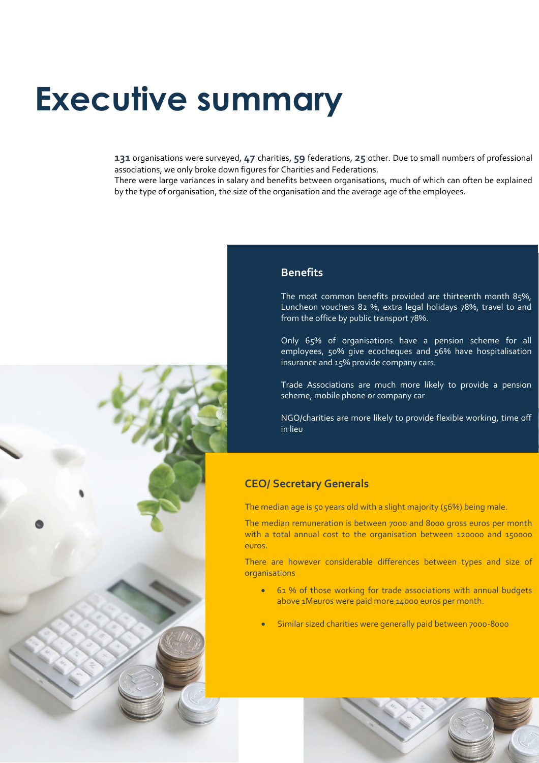# Executive summary

**131** organisations were surveyed, **47** charities, **59** federations, **25** other. Due to small numbers of professional associations, we only broke down figures for Charities and Federations.
There were large variances in salary and benefits between organisations, much of which can often be explained by the type of organisation, the size of the organisation and the average age of the employees.

## Benefits

The most common benefits provided are thirteenth month 85%, Luncheon vouchers 82 %, extra legal holidays 78%, travel to and from the office by public transport 78%.

Only 65% of organisations have a pension scheme for all employees, 50% give ecocheques and 56% have hospitalisation insurance and 15% provide company cars.

Trade Associations are much more likely to provide a pension scheme, mobile phone or company car

NGO/charities are more likely to provide flexible working, time off in lieu

## CEO/ Secretary Generals

The median age is 50 years old with a slight majority (56%) being male.

The median remuneration is between 7000 and 8000 gross euros per month with a total annual cost to the organisation between 120000 and 150000 euros.

There are however considerable differences between types and size of organisations

- 61 % of those working for trade associations with annual budgets above 1Meuros were paid more 14000 euros per month.
- Similar sized charities were generally paid between 7000-8000